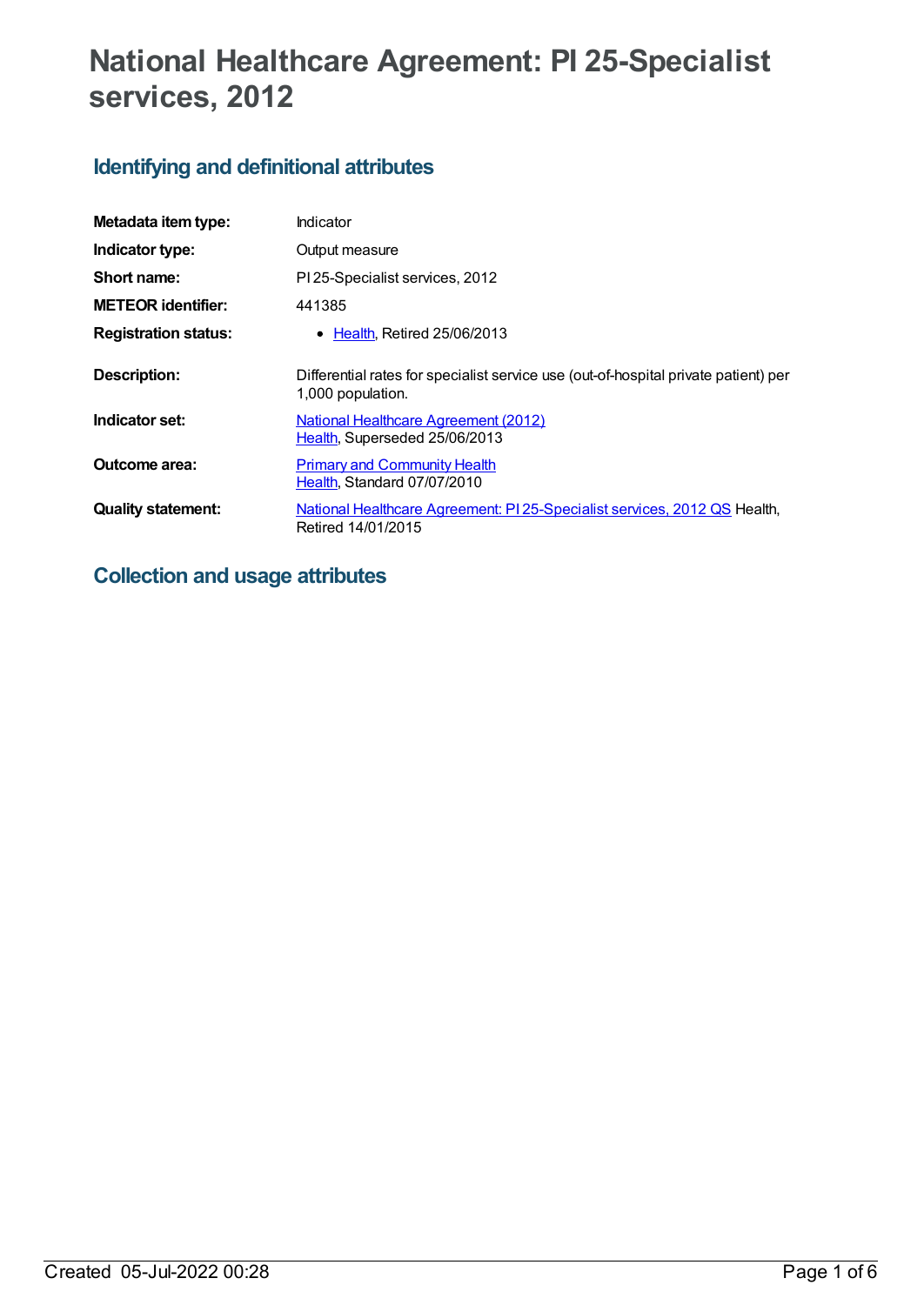# National Healthcare Agreement: PI 25-Specialist services, 2012

## Identifying and definitional attributes

| | |
|---|---|
| **Metadata item type:** | Indicator |
| **Indicator type:** | Output measure |
| **Short name:** | PI 25-Specialist services, 2012 |
| **METEOR identifier:** | 441385 |
| **Registration status:** | • Health, Retired 25/06/2013 |
| **Description:** | Differential rates for specialist service use (out-of-hospital private patient) per 1,000 population. |
| **Indicator set:** | National Healthcare Agreement (2012)<br>Health, Superseded 25/06/2013 |
| **Outcome area:** | Primary and Community Health<br>Health, Standard 07/07/2010 |
| **Quality statement:** | National Healthcare Agreement: PI 25-Specialist services, 2012 QS Health, Retired 14/01/2015 |

## Collection and usage attributes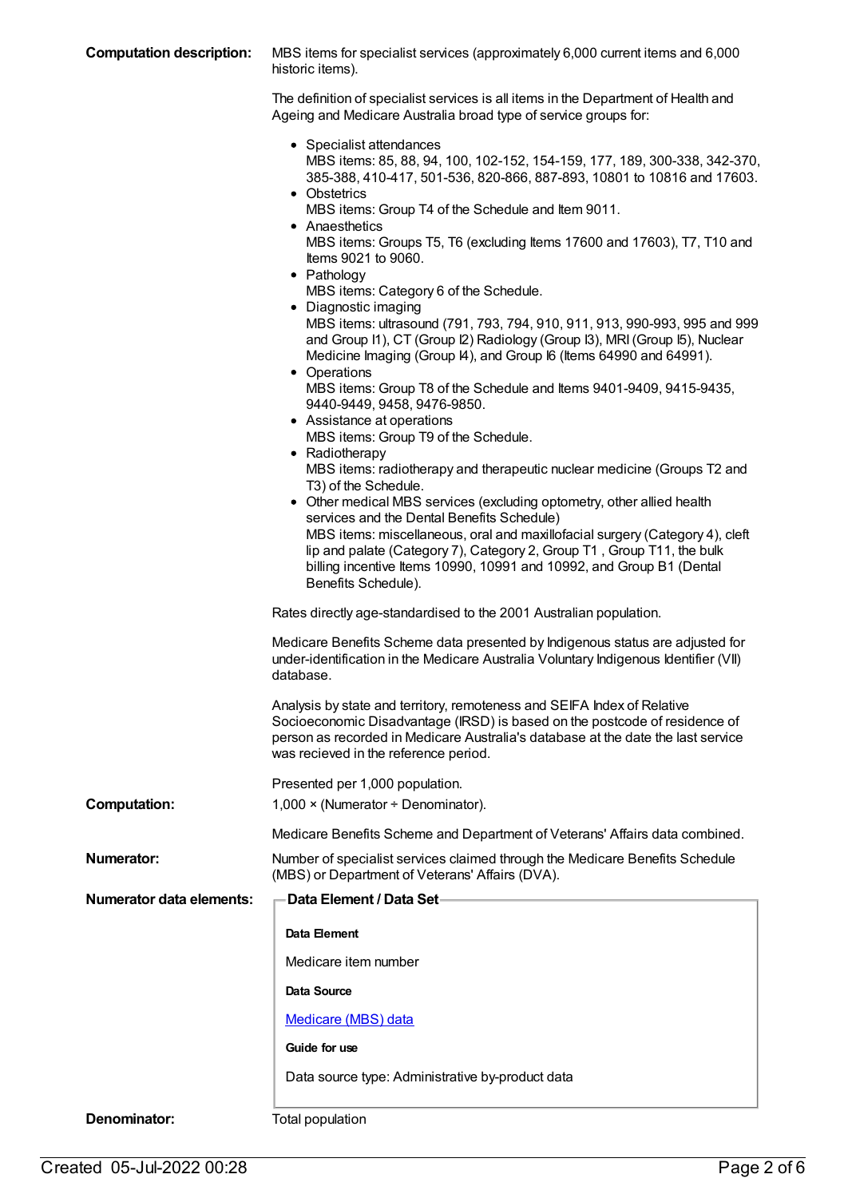**Computation description:** MBS items for specialist services (approximately 6,000 current items and 6,000 historic items).

The definition of specialist services is all items in the Department of Health and Ageing and Medicare Australia broad type of service groups for:

- Specialist attendances
  MBS items: 85, 88, 94, 100, 102-152, 154-159, 177, 189, 300-338, 342-370, 385-388, 410-417, 501-536, 820-866, 887-893, 10801 to 10816 and 17603.
- Obstetrics
  MBS items: Group T4 of the Schedule and Item 9011.
- Anaesthetics
  MBS items: Groups T5, T6 (excluding Items 17600 and 17603), T7, T10 and Items 9021 to 9060.
- Pathology
  MBS items: Category 6 of the Schedule.
- Diagnostic imaging
  MBS items: ultrasound (791, 793, 794, 910, 911, 913, 990-993, 995 and 999 and Group I1), CT (Group I2) Radiology (Group I3), MRI (Group I5), Nuclear Medicine Imaging (Group I4), and Group I6 (Items 64990 and 64991).
- Operations
  MBS items: Group T8 of the Schedule and Items 9401-9409, 9415-9435, 9440-9449, 9458, 9476-9850.
- Assistance at operations
  MBS items: Group T9 of the Schedule.
- Radiotherapy
  MBS items: radiotherapy and therapeutic nuclear medicine (Groups T2 and T3) of the Schedule.
- Other medical MBS services (excluding optometry, other allied health services and the Dental Benefits Schedule)
  MBS items: miscellaneous, oral and maxillofacial surgery (Category 4), cleft lip and palate (Category 7), Category 2, Group T1 , Group T11, the bulk billing incentive Items 10990, 10991 and 10992, and Group B1 (Dental Benefits Schedule).

Rates directly age-standardised to the 2001 Australian population.

Medicare Benefits Scheme data presented by Indigenous status are adjusted for under-identification in the Medicare Australia Voluntary Indigenous Identifier (VII) database.

Analysis by state and territory, remoteness and SEIFA Index of Relative Socioeconomic Disadvantage (IRSD) is based on the postcode of residence of person as recorded in Medicare Australia's database at the date the last service was recieved in the reference period.

Presented per 1,000 population.

**Computation:** 1,000 × (Numerator ÷ Denominator).

Medicare Benefits Scheme and Department of Veterans' Affairs data combined.

**Numerator:** Number of specialist services claimed through the Medicare Benefits Schedule (MBS) or Department of Veterans' Affairs (DVA).

**Numerator data elements:**

**Data Element / Data Set**

**Data Element**

Medicare item number

**Data Source**

Medicare (MBS) data

**Guide for use**

Data source type: Administrative by-product data

**Denominator:** Total population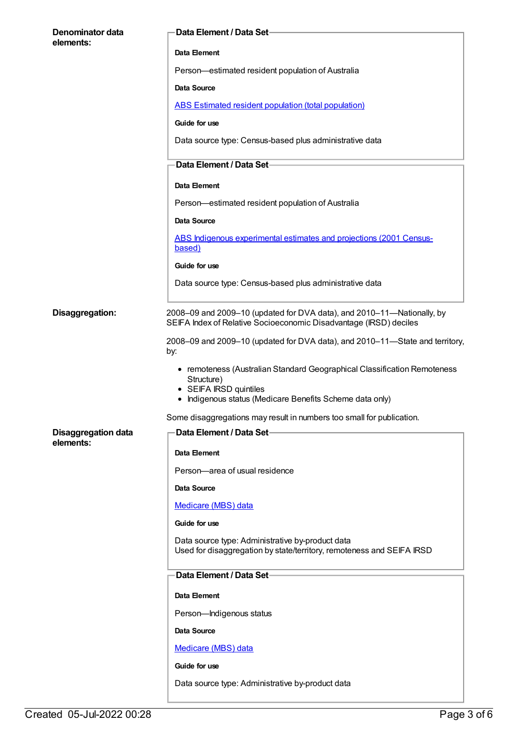**Denominator data elements:**

**Data Element / Data Set**

**Data Element**

Person—estimated resident population of Australia

**Data Source**

[ABS Estimated resident population (total population)]

**Guide for use**

Data source type: Census-based plus administrative data

**Data Element / Data Set**

**Data Element**

Person—estimated resident population of Australia

**Data Source**

[ABS Indigenous experimental estimates and projections (2001 Census-based)]

**Guide for use**

Data source type: Census-based plus administrative data

**Disaggregation:**

2008–09 and 2009–10 (updated for DVA data), and 2010–11—Nationally, by SEIFA Index of Relative Socioeconomic Disadvantage (IRSD) deciles

2008–09 and 2009–10 (updated for DVA data), and 2010–11—State and territory, by:

- remoteness (Australian Standard Geographical Classification Remoteness Structure)
- SEIFA IRSD quintiles
- Indigenous status (Medicare Benefits Scheme data only)

Some disaggregations may result in numbers too small for publication.

**Disaggregation data elements:**

**Data Element / Data Set**

**Data Element**

Person—area of usual residence

**Data Source**

[Medicare (MBS) data]

**Guide for use**

Data source type: Administrative by-product data
Used for disaggregation by state/territory, remoteness and SEIFA IRSD

**Data Element / Data Set**

**Data Element**

Person—Indigenous status

**Data Source**

[Medicare (MBS) data]

**Guide for use**

Data source type: Administrative by-product data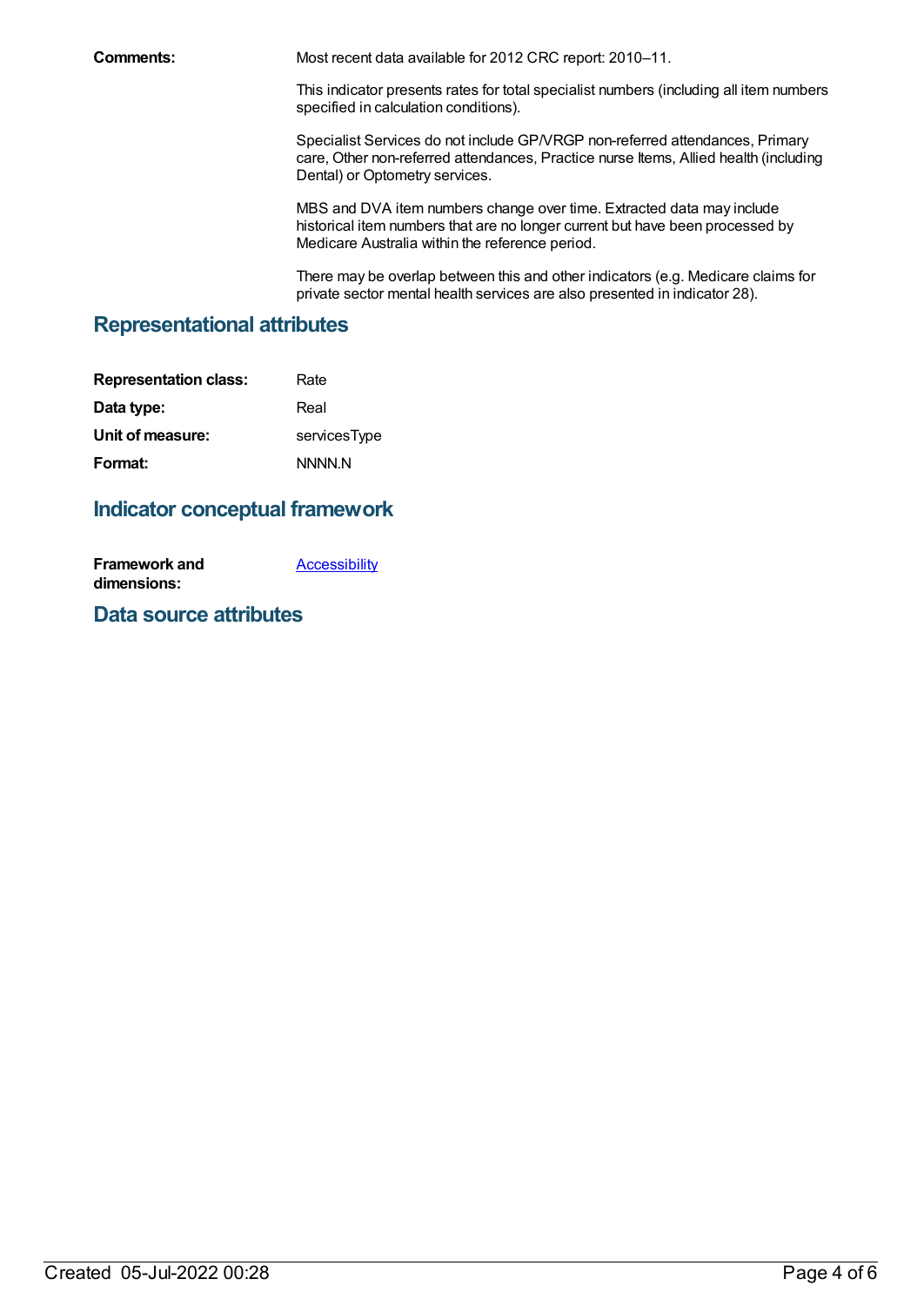**Comments:**

Most recent data available for 2012 CRC report: 2010–11.

This indicator presents rates for total specialist numbers (including all item numbers specified in calculation conditions).

Specialist Services do not include GP/VRGP non-referred attendances, Primary care, Other non-referred attendances, Practice nurse Items, Allied health (including Dental) or Optometry services.

MBS and DVA item numbers change over time. Extracted data may include historical item numbers that are no longer current but have been processed by Medicare Australia within the reference period.

There may be overlap between this and other indicators (e.g. Medicare claims for private sector mental health services are also presented in indicator 28).

## Representational attributes

| | |
|---|---|
| **Representation class:** | Rate |
| **Data type:** | Real |
| **Unit of measure:** | servicesType |
| **Format:** | NNNN.N |

## Indicator conceptual framework

| | |
|---|---|
| **Framework and dimensions:** | Accessibility |

## Data source attributes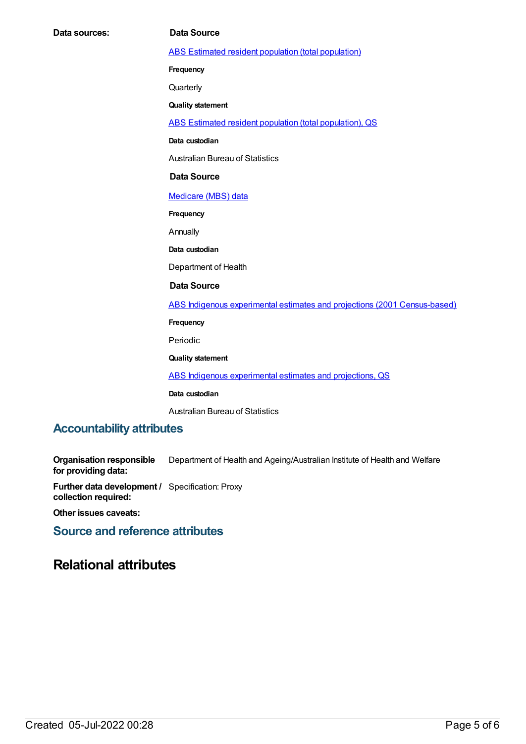**Data sources:**

**Data Source**

ABS Estimated resident population (total population)

**Frequency**

Quarterly

**Quality statement**

ABS Estimated resident population (total population), QS

**Data custodian**

Australian Bureau of Statistics

**Data Source**

Medicare (MBS) data

**Frequency**

Annually

**Data custodian**

Department of Health

**Data Source**

ABS Indigenous experimental estimates and projections (2001 Census-based)

**Frequency**

Periodic

**Quality statement**

ABS Indigenous experimental estimates and projections, QS

**Data custodian**

Australian Bureau of Statistics

## Accountability attributes

**Organisation responsible for providing data:** Department of Health and Ageing/Australian Institute of Health and Welfare

**Further data development / collection required:** Specification: Proxy

**Other issues caveats:**

## Source and reference attributes

# Relational attributes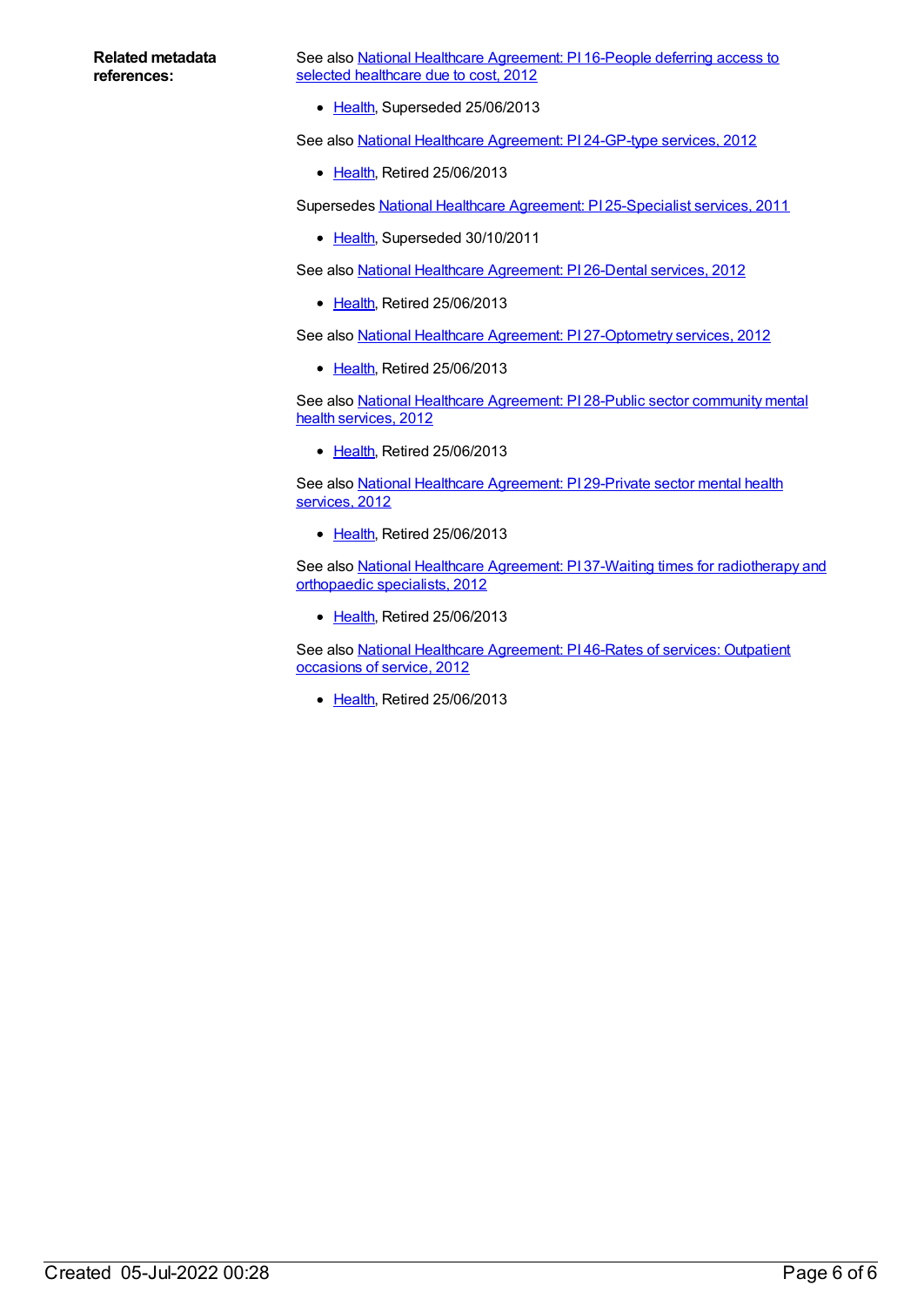**Related metadata references:**

See also National Healthcare Agreement: PI 16-People deferring access to selected healthcare due to cost, 2012

- Health, Superseded 25/06/2013

See also National Healthcare Agreement: PI 24-GP-type services, 2012

- Health, Retired 25/06/2013

Supersedes National Healthcare Agreement: PI 25-Specialist services, 2011

- Health, Superseded 30/10/2011

See also National Healthcare Agreement: PI 26-Dental services, 2012

- Health, Retired 25/06/2013

See also National Healthcare Agreement: PI 27-Optometry services, 2012

- Health, Retired 25/06/2013

See also National Healthcare Agreement: PI 28-Public sector community mental health services, 2012

- Health, Retired 25/06/2013

See also National Healthcare Agreement: PI 29-Private sector mental health services, 2012

- Health, Retired 25/06/2013

See also National Healthcare Agreement: PI 37-Waiting times for radiotherapy and orthopaedic specialists, 2012

- Health, Retired 25/06/2013

See also National Healthcare Agreement: PI 46-Rates of services: Outpatient occasions of service, 2012

- Health, Retired 25/06/2013